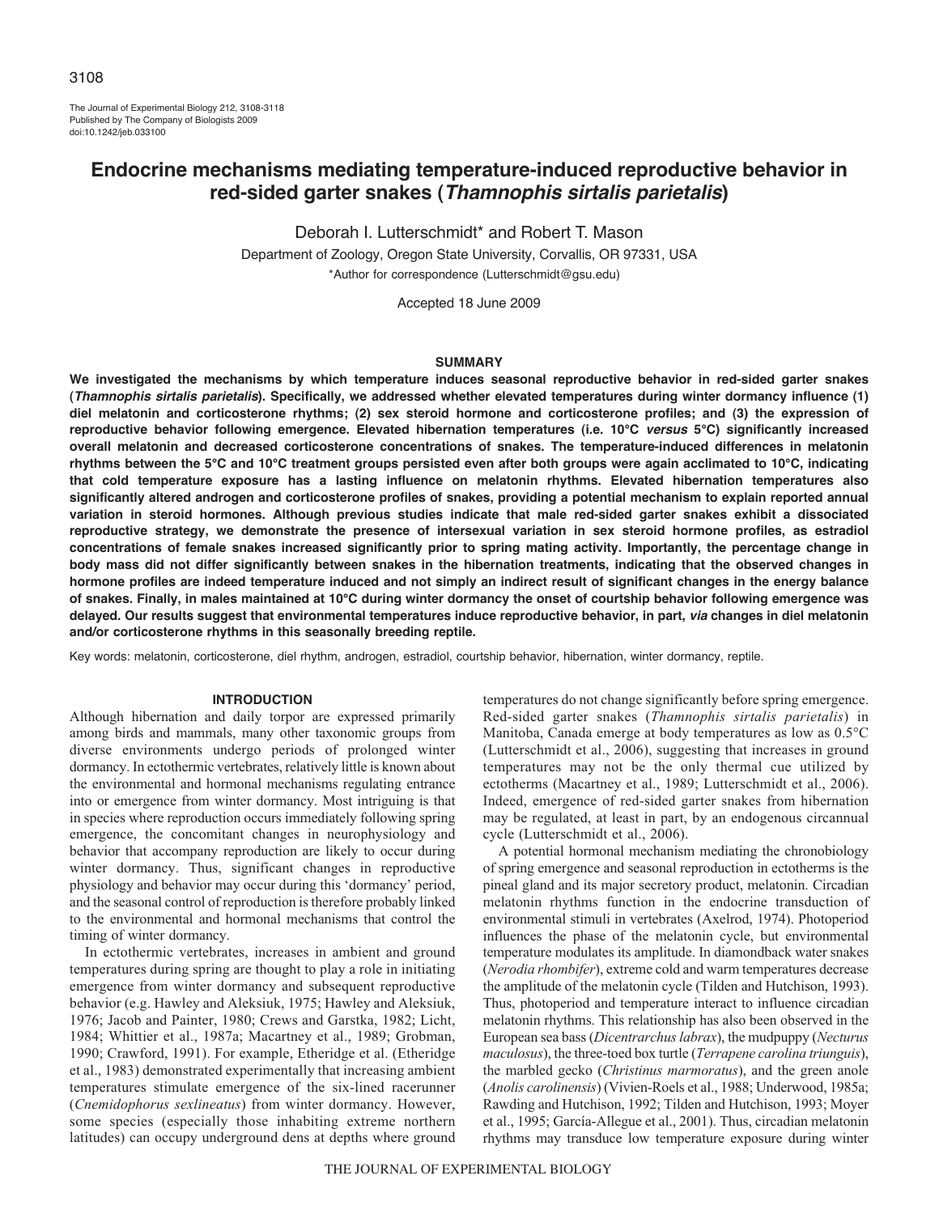# Endocrine mechanisms mediating temperature-induced reproductive behavior in red-sided garter snakes (*Thamnophis sirtalis parietalis*)

Deborah I. Lutterschmidt* and Robert T. Mason

Department of Zoology, Oregon State University, Corvallis, OR 97331, USA

*Author for correspondence (Lutterschmidt@gsu.edu)

Accepted 18 June 2009

## SUMMARY

**We investigated the mechanisms by which temperature induces seasonal reproductive behavior in red-sided garter snakes (*Thamnophis sirtalis parietalis*). Specifically, we addressed whether elevated temperatures during winter dormancy influence (1) diel melatonin and corticosterone rhythms; (2) sex steroid hormone and corticosterone profiles; and (3) the expression of reproductive behavior following emergence. Elevated hibernation temperatures (i.e. 10°C *versus* 5°C) significantly increased overall melatonin and decreased corticosterone concentrations of snakes. The temperature-induced differences in melatonin rhythms between the 5°C and 10°C treatment groups persisted even after both groups were again acclimated to 10°C, indicating that cold temperature exposure has a lasting influence on melatonin rhythms. Elevated hibernation temperatures also significantly altered androgen and corticosterone profiles of snakes, providing a potential mechanism to explain reported annual variation in steroid hormones. Although previous studies indicate that male red-sided garter snakes exhibit a dissociated reproductive strategy, we demonstrate the presence of intersexual variation in sex steroid hormone profiles, as estradiol concentrations of female snakes increased significantly prior to spring mating activity. Importantly, the percentage change in body mass did not differ significantly between snakes in the hibernation treatments, indicating that the observed changes in hormone profiles are indeed temperature induced and not simply an indirect result of significant changes in the energy balance of snakes. Finally, in males maintained at 10°C during winter dormancy the onset of courtship behavior following emergence was delayed. Our results suggest that environmental temperatures induce reproductive behavior, in part, *via* changes in diel melatonin and/or corticosterone rhythms in this seasonally breeding reptile.**

Key words: melatonin, corticosterone, diel rhythm, androgen, estradiol, courtship behavior, hibernation, winter dormancy, reptile.

## INTRODUCTION

Although hibernation and daily torpor are expressed primarily among birds and mammals, many other taxonomic groups from diverse environments undergo periods of prolonged winter dormancy. In ectothermic vertebrates, relatively little is known about the environmental and hormonal mechanisms regulating entrance into or emergence from winter dormancy. Most intriguing is that in species where reproduction occurs immediately following spring emergence, the concomitant changes in neurophysiology and behavior that accompany reproduction are likely to occur during winter dormancy. Thus, significant changes in reproductive physiology and behavior may occur during this 'dormancy' period, and the seasonal control of reproduction is therefore probably linked to the environmental and hormonal mechanisms that control the timing of winter dormancy.

In ectothermic vertebrates, increases in ambient and ground temperatures during spring are thought to play a role in initiating emergence from winter dormancy and subsequent reproductive behavior (e.g. Hawley and Aleksiuk, 1975; Hawley and Aleksiuk, 1976; Jacob and Painter, 1980; Crews and Garstka, 1982; Licht, 1984; Whittier et al., 1987a; Macartney et al., 1989; Grobman, 1990; Crawford, 1991). For example, Etheridge et al. (Etheridge et al., 1983) demonstrated experimentally that increasing ambient temperatures stimulate emergence of the six-lined racerunner (*Cnemidophorus sexlineatus*) from winter dormancy. However, some species (especially those inhabiting extreme northern latitudes) can occupy underground dens at depths where ground temperatures do not change significantly before spring emergence. Red-sided garter snakes (*Thamnophis sirtalis parietalis*) in Manitoba, Canada emerge at body temperatures as low as 0.5°C (Lutterschmidt et al., 2006), suggesting that increases in ground temperatures may not be the only thermal cue utilized by ectotherms (Macartney et al., 1989; Lutterschmidt et al., 2006). Indeed, emergence of red-sided garter snakes from hibernation may be regulated, at least in part, by an endogenous circannual cycle (Lutterschmidt et al., 2006).

A potential hormonal mechanism mediating the chronobiology of spring emergence and seasonal reproduction in ectotherms is the pineal gland and its major secretory product, melatonin. Circadian melatonin rhythms function in the endocrine transduction of environmental stimuli in vertebrates (Axelrod, 1974). Photoperiod influences the phase of the melatonin cycle, but environmental temperature modulates its amplitude. In diamondback water snakes (*Nerodia rhombifer*), extreme cold and warm temperatures decrease the amplitude of the melatonin cycle (Tilden and Hutchison, 1993). Thus, photoperiod and temperature interact to influence circadian melatonin rhythms. This relationship has also been observed in the European sea bass (*Dicentrarchus labrax*), the mudpuppy (*Necturus maculosus*), the three-toed box turtle (*Terrapene carolina triunguis*), the marbled gecko (*Christinus marmoratus*), and the green anole (*Anolis carolinensis*) (Vivien-Roels et al., 1988; Underwood, 1985a; Rawding and Hutchison, 1992; Tilden and Hutchison, 1993; Moyer et al., 1995; García-Allegue et al., 2001). Thus, circadian melatonin rhythms may transduce low temperature exposure during winter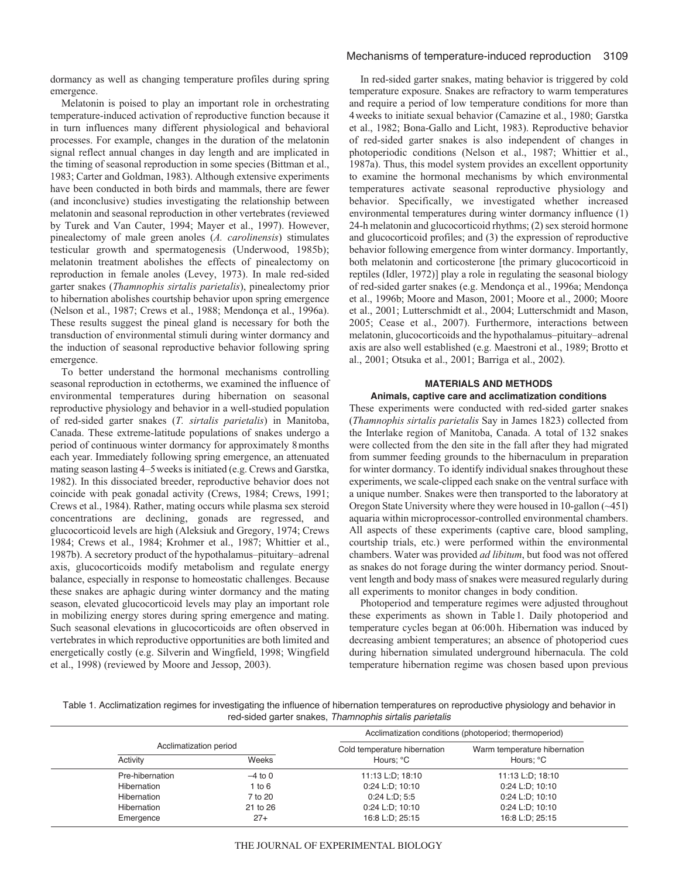dormancy as well as changing temperature profiles during spring emergence.

Melatonin is poised to play an important role in orchestrating temperature-induced activation of reproductive function because it in turn influences many different physiological and behavioral processes. For example, changes in the duration of the melatonin signal reflect annual changes in day length and are implicated in the timing of seasonal reproduction in some species (Bittman et al., 1983; Carter and Goldman, 1983). Although extensive experiments have been conducted in both birds and mammals, there are fewer (and inconclusive) studies investigating the relationship between melatonin and seasonal reproduction in other vertebrates (reviewed by Turek and Van Cauter, 1994; Mayer et al., 1997). However, pinealectomy of male green anoles (*A. carolinensis*) stimulates testicular growth and spermatogenesis (Underwood, 1985b); melatonin treatment abolishes the effects of pinealectomy on reproduction in female anoles (Levey, 1973). In male red-sided garter snakes (*Thamnophis sirtalis parietalis*), pinealectomy prior to hibernation abolishes courtship behavior upon spring emergence (Nelson et al., 1987; Crews et al., 1988; Mendonça et al., 1996a). These results suggest the pineal gland is necessary for both the transduction of environmental stimuli during winter dormancy and the induction of seasonal reproductive behavior following spring emergence.

To better understand the hormonal mechanisms controlling seasonal reproduction in ectotherms, we examined the influence of environmental temperatures during hibernation on seasonal reproductive physiology and behavior in a well-studied population of red-sided garter snakes (*T. sirtalis parietalis*) in Manitoba, Canada. These extreme-latitude populations of snakes undergo a period of continuous winter dormancy for approximately 8 months each year. Immediately following spring emergence, an attenuated mating season lasting 4–5 weeks is initiated (e.g. Crews and Garstka, 1982). In this dissociated breeder, reproductive behavior does not coincide with peak gonadal activity (Crews, 1984; Crews, 1991; Crews et al., 1984). Rather, mating occurs while plasma sex steroid concentrations are declining, gonads are regressed, and glucocorticoid levels are high (Aleksiuk and Gregory, 1974; Crews 1984; Crews et al., 1984; Krohmer et al., 1987; Whittier et al., 1987b). A secretory product of the hypothalamus–pituitary–adrenal axis, glucocorticoids modify metabolism and regulate energy balance, especially in response to homeostatic challenges. Because these snakes are aphagic during winter dormancy and the mating season, elevated glucocorticoid levels may play an important role in mobilizing energy stores during spring emergence and mating. Such seasonal elevations in glucocorticoids are often observed in vertebrates in which reproductive opportunities are both limited and energetically costly (e.g. Silverin and Wingfield, 1998; Wingfield et al., 1998) (reviewed by Moore and Jessop, 2003).

In red-sided garter snakes, mating behavior is triggered by cold temperature exposure. Snakes are refractory to warm temperatures and require a period of low temperature conditions for more than 4 weeks to initiate sexual behavior (Camazine et al., 1980; Garstka et al., 1982; Bona-Gallo and Licht, 1983). Reproductive behavior of red-sided garter snakes is also independent of changes in photoperiodic conditions (Nelson et al., 1987; Whittier et al., 1987a). Thus, this model system provides an excellent opportunity to examine the hormonal mechanisms by which environmental temperatures activate seasonal reproductive physiology and behavior. Specifically, we investigated whether increased environmental temperatures during winter dormancy influence (1) 24-h melatonin and glucocorticoid rhythms; (2) sex steroid hormone and glucocorticoid profiles; and (3) the expression of reproductive behavior following emergence from winter dormancy. Importantly, both melatonin and corticosterone [the primary glucocorticoid in reptiles (Idler, 1972)] play a role in regulating the seasonal biology of red-sided garter snakes (e.g. Mendonça et al., 1996a; Mendonça et al., 1996b; Moore and Mason, 2001; Moore et al., 2000; Moore et al., 2001; Lutterschmidt et al., 2004; Lutterschmidt and Mason, 2005; Cease et al., 2007). Furthermore, interactions between melatonin, glucocorticoids and the hypothalamus–pituitary–adrenal axis are also well established (e.g. Maestroni et al., 1989; Brotto et al., 2001; Otsuka et al., 2001; Barriga et al., 2002).

## MATERIALS AND METHODS

### Animals, captive care and acclimatization conditions

These experiments were conducted with red-sided garter snakes (*Thamnophis sirtalis parietalis* Say in James 1823) collected from the Interlake region of Manitoba, Canada. A total of 132 snakes were collected from the den site in the fall after they had migrated from summer feeding grounds to the hibernaculum in preparation for winter dormancy. To identify individual snakes throughout these experiments, we scale-clipped each snake on the ventral surface with a unique number. Snakes were then transported to the laboratory at Oregon State University where they were housed in 10-gallon (~45 l) aquaria within microprocessor-controlled environmental chambers. All aspects of these experiments (captive care, blood sampling, courtship trials, etc.) were performed within the environmental chambers. Water was provided *ad libitum*, but food was not offered as snakes do not forage during the winter dormancy period. Snout-vent length and body mass of snakes were measured regularly during all experiments to monitor changes in body condition.

Photoperiod and temperature regimes were adjusted throughout these experiments as shown in Table 1. Daily photoperiod and temperature cycles began at 06:00 h. Hibernation was induced by decreasing ambient temperatures; an absence of photoperiod cues during hibernation simulated underground hibernacula. The cold temperature hibernation regime was chosen based upon previous

Table 1. Acclimatization regimes for investigating the influence of hibernation temperatures on reproductive physiology and behavior in red-sided garter snakes, *Thamnophis sirtalis parietalis*

| Acclimatization period | | Acclimatization conditions (photoperiod; thermoperiod) | |
|---|---|---|---|
| Activity | Weeks | Cold temperature hibernation<br>Hours; °C | Warm temperature hibernation<br>Hours; °C |
| Pre-hibernation | –4 to 0 | 11:13 L:D; 18:10 | 11:13 L:D; 18:10 |
| Hibernation | 1 to 6 | 0:24 L:D; 10:10 | 0:24 L:D; 10:10 |
| Hibernation | 7 to 20 | 0:24 L:D; 5:5 | 0:24 L:D; 10:10 |
| Hibernation | 21 to 26 | 0:24 L:D; 10:10 | 0:24 L:D; 10:10 |
| Emergence | 27+ | 16:8 L:D; 25:15 | 16:8 L:D; 25:15 |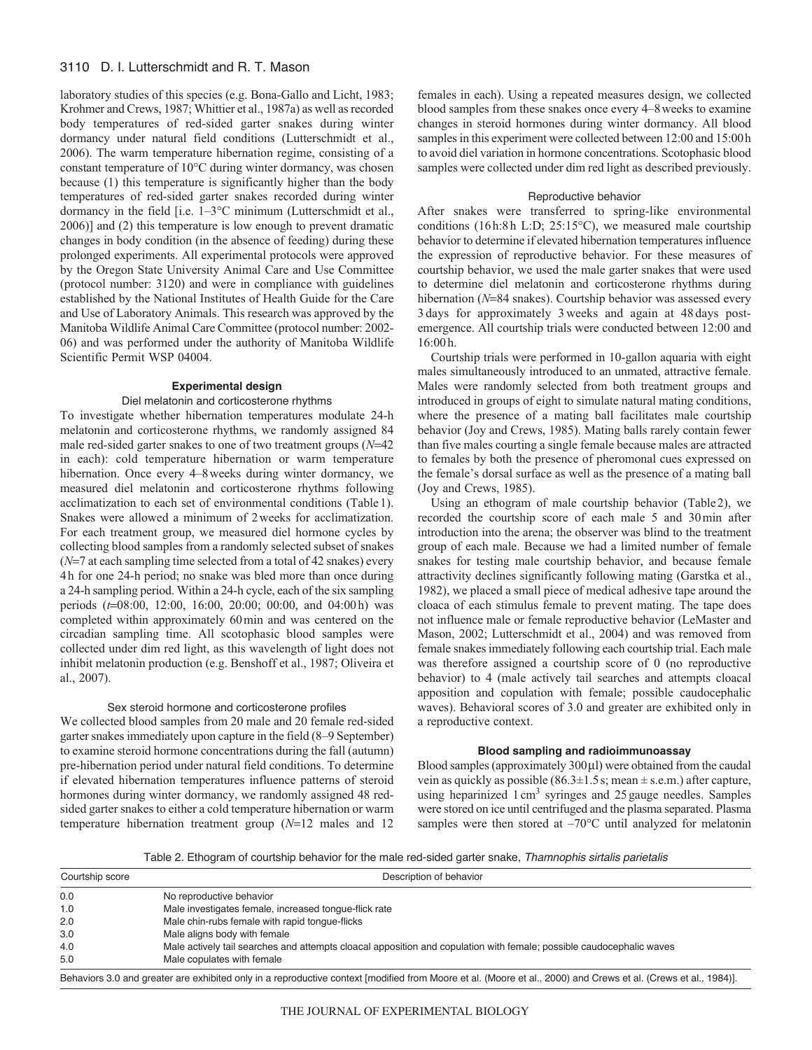laboratory studies of this species (e.g. Bona-Gallo and Licht, 1983; Krohmer and Crews, 1987; Whittier et al., 1987a) as well as recorded body temperatures of red-sided garter snakes during winter dormancy under natural field conditions (Lutterschmidt et al., 2006). The warm temperature hibernation regime, consisting of a constant temperature of 10°C during winter dormancy, was chosen because (1) this temperature is significantly higher than the body temperatures of red-sided garter snakes recorded during winter dormancy in the field [i.e. 1–3°C minimum (Lutterschmidt et al., 2006)] and (2) this temperature is low enough to prevent dramatic changes in body condition (in the absence of feeding) during these prolonged experiments. All experimental protocols were approved by the Oregon State University Animal Care and Use Committee (protocol number: 3120) and were in compliance with guidelines established by the National Institutes of Health Guide for the Care and Use of Laboratory Animals. This research was approved by the Manitoba Wildlife Animal Care Committee (protocol number: 2002-06) and was performed under the authority of Manitoba Wildlife Scientific Permit WSP 04004.

## Experimental design

### Diel melatonin and corticosterone rhythms

To investigate whether hibernation temperatures modulate 24-h melatonin and corticosterone rhythms, we randomly assigned 84 male red-sided garter snakes to one of two treatment groups ($N$=42 in each): cold temperature hibernation or warm temperature hibernation. Once every 4–8 weeks during winter dormancy, we measured diel melatonin and corticosterone rhythms following acclimatization to each set of environmental conditions (Table 1). Snakes were allowed a minimum of 2 weeks for acclimatization. For each treatment group, we measured diel hormone cycles by collecting blood samples from a randomly selected subset of snakes ($N$=7 at each sampling time selected from a total of 42 snakes) every 4 h for one 24-h period; no snake was bled more than once during a 24-h sampling period. Within a 24-h cycle, each of the six sampling periods ($t$=08:00, 12:00, 16:00, 20:00; 00:00, and 04:00 h) was completed within approximately 60 min and was centered on the circadian sampling time. All scotophasic blood samples were collected under dim red light, as this wavelength of light does not inhibit melatonin production (e.g. Benshoff et al., 1987; Oliveira et al., 2007).

### Sex steroid hormone and corticosterone profiles

We collected blood samples from 20 male and 20 female red-sided garter snakes immediately upon capture in the field (8–9 September) to examine steroid hormone concentrations during the fall (autumn) pre-hibernation period under natural field conditions. To determine if elevated hibernation temperatures influence patterns of steroid hormones during winter dormancy, we randomly assigned 48 red-sided garter snakes to either a cold temperature hibernation or warm temperature hibernation treatment group ($N$=12 males and 12 females in each). Using a repeated measures design, we collected blood samples from these snakes once every 4–8 weeks to examine changes in steroid hormones during winter dormancy. All blood samples in this experiment were collected between 12:00 and 15:00 h to avoid diel variation in hormone concentrations. Scotophasic blood samples were collected under dim red light as described previously.

### Reproductive behavior

After snakes were transferred to spring-like environmental conditions (16 h:8 h L:D; 25:15°C), we measured male courtship behavior to determine if elevated hibernation temperatures influence the expression of reproductive behavior. For these measures of courtship behavior, we used the male garter snakes that were used to determine diel melatonin and corticosterone rhythms during hibernation ($N$=84 snakes). Courtship behavior was assessed every 3 days for approximately 3 weeks and again at 48 days post-emergence. All courtship trials were conducted between 12:00 and 16:00 h.

Courtship trials were performed in 10-gallon aquaria with eight males simultaneously introduced to an unmated, attractive female. Males were randomly selected from both treatment groups and introduced in groups of eight to simulate natural mating conditions, where the presence of a mating ball facilitates male courtship behavior (Joy and Crews, 1985). Mating balls rarely contain fewer than five males courting a single female because males are attracted to females by both the presence of pheromonal cues expressed on the female's dorsal surface as well as the presence of a mating ball (Joy and Crews, 1985).

Using an ethogram of male courtship behavior (Table 2), we recorded the courtship score of each male 5 and 30 min after introduction into the arena; the observer was blind to the treatment group of each male. Because we had a limited number of female snakes for testing male courtship behavior, and because female attractivity declines significantly following mating (Garstka et al., 1982), we placed a small piece of medical adhesive tape around the cloaca of each stimulus female to prevent mating. The tape does not influence male or female reproductive behavior (LeMaster and Mason, 2002; Lutterschmidt et al., 2004) and was removed from female snakes immediately following each courtship trial. Each male was therefore assigned a courtship score of 0 (no reproductive behavior) to 4 (male actively tail searches and attempts cloacal apposition and copulation with female; possible caudocephalic waves). Behavioral scores of 3.0 and greater are exhibited only in a reproductive context.

## Blood sampling and radioimmunoassay

Blood samples (approximately 300 μl) were obtained from the caudal vein as quickly as possible (86.3±1.5 s; mean ± s.e.m.) after capture, using heparinized 1 cm$^3$ syringes and 25 gauge needles. Samples were stored on ice until centrifuged and the plasma separated. Plasma samples were then stored at –70°C until analyzed for melatonin

Table 2. Ethogram of courtship behavior for the male red-sided garter snake, *Thamnophis sirtalis parietalis*

| Courtship score | Description of behavior |
|---|---|
| 0.0 | No reproductive behavior |
| 1.0 | Male investigates female, increased tongue-flick rate |
| 2.0 | Male chin-rubs female with rapid tongue-flicks |
| 3.0 | Male aligns body with female |
| 4.0 | Male actively tail searches and attempts cloacal apposition and copulation with female; possible caudocephalic waves |
| 5.0 | Male copulates with female |

Behaviors 3.0 and greater are exhibited only in a reproductive context [modified from Moore et al. (Moore et al., 2000) and Crews et al. (Crews et al., 1984)].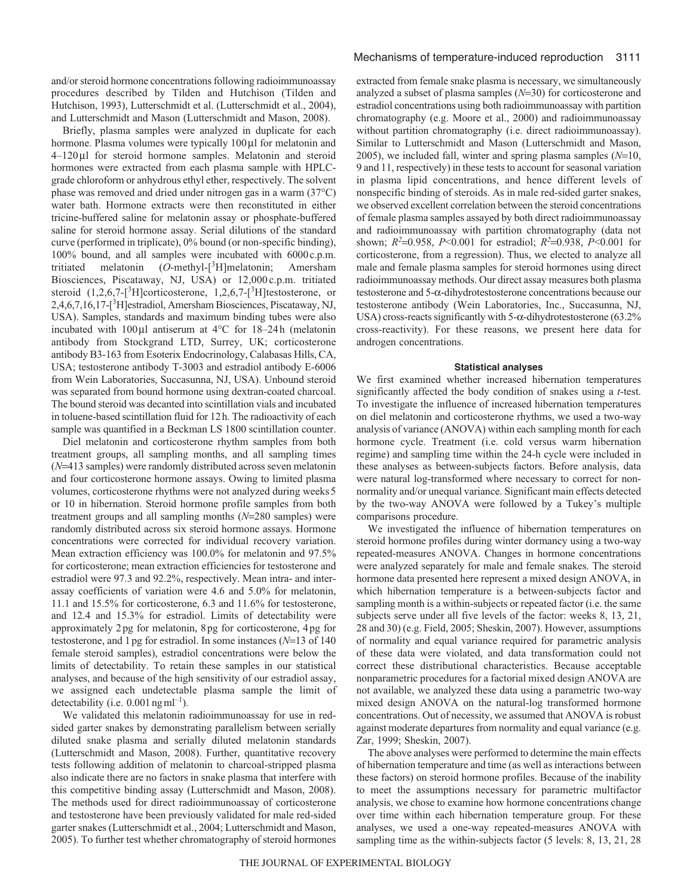and/or steroid hormone concentrations following radioimmunoassay procedures described by Tilden and Hutchison (Tilden and Hutchison, 1993), Lutterschmidt et al. (Lutterschmidt et al., 2004), and Lutterschmidt and Mason (Lutterschmidt and Mason, 2008).

Briefly, plasma samples were analyzed in duplicate for each hormone. Plasma volumes were typically 100 μl for melatonin and 4–120 μl for steroid hormone samples. Melatonin and steroid hormones were extracted from each plasma sample with HPLC-grade chloroform or anhydrous ethyl ether, respectively. The solvent phase was removed and dried under nitrogen gas in a warm (37°C) water bath. Hormone extracts were then reconstituted in either tricine-buffered saline for melatonin assay or phosphate-buffered saline for steroid hormone assay. Serial dilutions of the standard curve (performed in triplicate), 0% bound (or non-specific binding), 100% bound, and all samples were incubated with 6000 c.p.m. tritiated melatonin (*O*-methyl-[$^3$H]melatonin; Amersham Biosciences, Piscataway, NJ, USA) or 12,000 c.p.m. tritiated steroid (1,2,6,7-[$^3$H]corticosterone, 1,2,6,7-[$^3$H]testosterone, or 2,4,6,7,16,17-[$^3$H]estradiol, Amersham Biosciences, Piscataway, NJ, USA). Samples, standards and maximum binding tubes were also incubated with 100 μl antiserum at 4°C for 18–24 h (melatonin antibody from Stockgrand LTD, Surrey, UK; corticosterone antibody B3-163 from Esoterix Endocrinology, Calabasas Hills, CA, USA; testosterone antibody T-3003 and estradiol antibody E-6006 from Wein Laboratories, Succasunna, NJ, USA). Unbound steroid was separated from bound hormone using dextran-coated charcoal. The bound steroid was decanted into scintillation vials and incubated in toluene-based scintillation fluid for 12 h. The radioactivity of each sample was quantified in a Beckman LS 1800 scintillation counter.

Diel melatonin and corticosterone rhythm samples from both treatment groups, all sampling months, and all sampling times (*N*=413 samples) were randomly distributed across seven melatonin and four corticosterone hormone assays. Owing to limited plasma volumes, corticosterone rhythms were not analyzed during weeks 5 or 10 in hibernation. Steroid hormone profile samples from both treatment groups and all sampling months (*N*=280 samples) were randomly distributed across six steroid hormone assays. Hormone concentrations were corrected for individual recovery variation. Mean extraction efficiency was 100.0% for melatonin and 97.5% for corticosterone; mean extraction efficiencies for testosterone and estradiol were 97.3 and 92.2%, respectively. Mean intra- and inter-assay coefficients of variation were 4.6 and 5.0% for melatonin, 11.1 and 15.5% for corticosterone, 6.3 and 11.6% for testosterone, and 12.4 and 15.3% for estradiol. Limits of detectability were approximately 2 pg for melatonin, 8 pg for corticosterone, 4 pg for testosterone, and 1 pg for estradiol. In some instances (*N*=13 of 140 female steroid samples), estradiol concentrations were below the limits of detectability. To retain these samples in our statistical analyses, and because of the high sensitivity of our estradiol assay, we assigned each undetectable plasma sample the limit of detectability (i.e. 0.001 ng ml$^{-1}$).

We validated this melatonin radioimmunoassay for use in red-sided garter snakes by demonstrating parallelism between serially diluted snake plasma and serially diluted melatonin standards (Lutterschmidt and Mason, 2008). Further, quantitative recovery tests following addition of melatonin to charcoal-stripped plasma also indicate there are no factors in snake plasma that interfere with this competitive binding assay (Lutterschmidt and Mason, 2008). The methods used for direct radioimmunoassay of corticosterone and testosterone have been previously validated for male red-sided garter snakes (Lutterschmidt et al., 2004; Lutterschmidt and Mason, 2005). To further test whether chromatography of steroid hormones extracted from female snake plasma is necessary, we simultaneously analyzed a subset of plasma samples (*N*=30) for corticosterone and estradiol concentrations using both radioimmunoassay with partition chromatography (e.g. Moore et al., 2000) and radioimmunoassay without partition chromatography (i.e. direct radioimmunoassay). Similar to Lutterschmidt and Mason (Lutterschmidt and Mason, 2005), we included fall, winter and spring plasma samples (*N*=10, 9 and 11, respectively) in these tests to account for seasonal variation in plasma lipid concentrations, and hence different levels of nonspecific binding of steroids. As in male red-sided garter snakes, we observed excellent correlation between the steroid concentrations of female plasma samples assayed by both direct radioimmunoassay and radioimmunoassay with partition chromatography (data not shown; $R^2$=0.958, $P$<0.001 for estradiol; $R^2$=0.938, $P$<0.001 for corticosterone, from a regression). Thus, we elected to analyze all male and female plasma samples for steroid hormones using direct radioimmunoassay methods. Our direct assay measures both plasma testosterone and 5-α-dihydrotestosterone concentrations because our testosterone antibody (Wein Laboratories, Inc., Succasunna, NJ, USA) cross-reacts significantly with 5-α-dihydrotestosterone (63.2% cross-reactivity). For these reasons, we present here data for androgen concentrations.

### Statistical analyses

We first examined whether increased hibernation temperatures significantly affected the body condition of snakes using a *t*-test. To investigate the influence of increased hibernation temperatures on diel melatonin and corticosterone rhythms, we used a two-way analysis of variance (ANOVA) within each sampling month for each hormone cycle. Treatment (i.e. cold versus warm hibernation regime) and sampling time within the 24-h cycle were included in these analyses as between-subjects factors. Before analysis, data were natural log-transformed where necessary to correct for non-normality and/or unequal variance. Significant main effects detected by the two-way ANOVA were followed by a Tukey's multiple comparisons procedure.

We investigated the influence of hibernation temperatures on steroid hormone profiles during winter dormancy using a two-way repeated-measures ANOVA. Changes in hormone concentrations were analyzed separately for male and female snakes. The steroid hormone data presented here represent a mixed design ANOVA, in which hibernation temperature is a between-subjects factor and sampling month is a within-subjects or repeated factor (i.e. the same subjects serve under all five levels of the factor: weeks 8, 13, 21, 28 and 30) (e.g. Field, 2005; Sheskin, 2007). However, assumptions of normality and equal variance required for parametric analysis of these data were violated, and data transformation could not correct these distributional characteristics. Because acceptable nonparametric procedures for a factorial mixed design ANOVA are not available, we analyzed these data using a parametric two-way mixed design ANOVA on the natural-log transformed hormone concentrations. Out of necessity, we assumed that ANOVA is robust against moderate departures from normality and equal variance (e.g. Zar, 1999; Sheskin, 2007).

The above analyses were performed to determine the main effects of hibernation temperature and time (as well as interactions between these factors) on steroid hormone profiles. Because of the inability to meet the assumptions necessary for parametric multifactor analysis, we chose to examine how hormone concentrations change over time within each hibernation temperature group. For these analyses, we used a one-way repeated-measures ANOVA with sampling time as the within-subjects factor (5 levels: 8, 13, 21, 28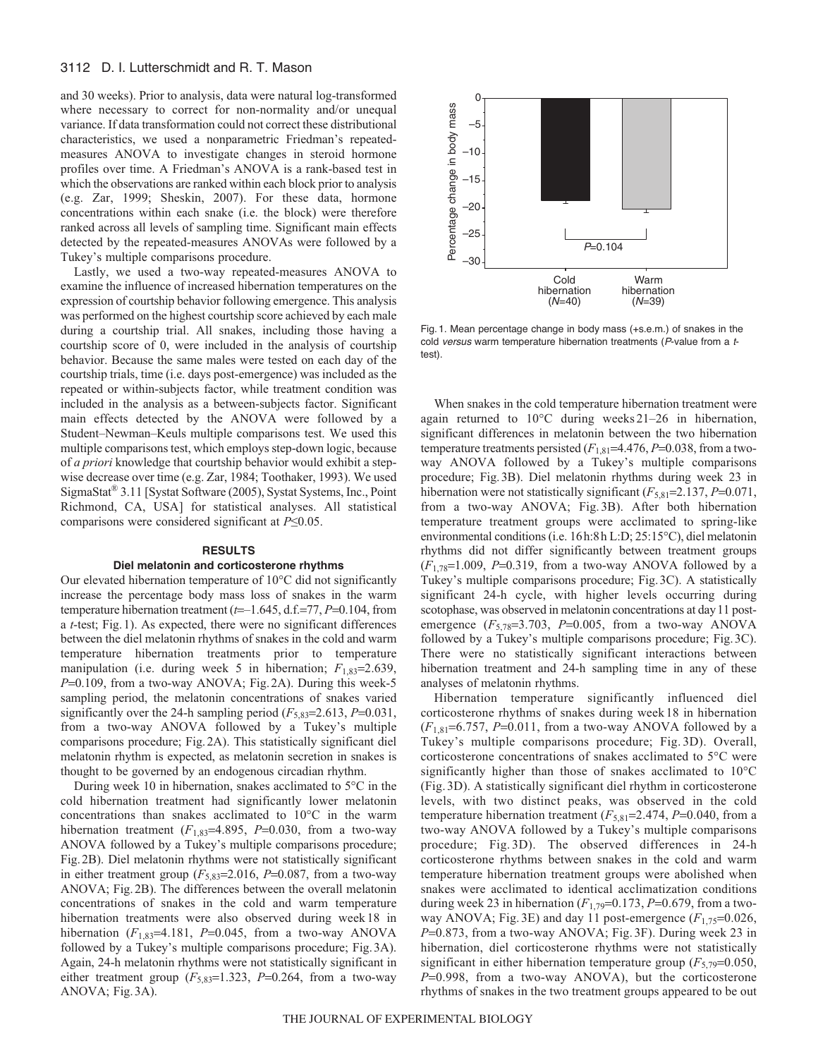and 30 weeks). Prior to analysis, data were natural log-transformed where necessary to correct for non-normality and/or unequal variance. If data transformation could not correct these distributional characteristics, we used a nonparametric Friedman's repeated-measures ANOVA to investigate changes in steroid hormone profiles over time. A Friedman's ANOVA is a rank-based test in which the observations are ranked within each block prior to analysis (e.g. Zar, 1999; Sheskin, 2007). For these data, hormone concentrations within each snake (i.e. the block) were therefore ranked across all levels of sampling time. Significant main effects detected by the repeated-measures ANOVAs were followed by a Tukey's multiple comparisons procedure.

Lastly, we used a two-way repeated-measures ANOVA to examine the influence of increased hibernation temperatures on the expression of courtship behavior following emergence. This analysis was performed on the highest courtship score achieved by each male during a courtship trial. All snakes, including those having a courtship score of 0, were included in the analysis of courtship behavior. Because the same males were tested on each day of the courtship trials, time (i.e. days post-emergence) was included as the repeated or within-subjects factor, while treatment condition was included in the analysis as a between-subjects factor. Significant main effects detected by the ANOVA were followed by a Student–Newman–Keuls multiple comparisons test. We used this multiple comparisons test, which employs step-down logic, because of *a priori* knowledge that courtship behavior would exhibit a step-wise decrease over time (e.g. Zar, 1984; Toothaker, 1993). We used SigmaStat® 3.11 [Systat Software (2005), Systat Systems, Inc., Point Richmond, CA, USA] for statistical analyses. All statistical comparisons were considered significant at $P \leq 0.05$.

## RESULTS

### Diel melatonin and corticosterone rhythms

Our elevated hibernation temperature of 10°C did not significantly increase the percentage body mass loss of snakes in the warm temperature hibernation treatment ($t=-1.645$, d.f.=77, $P=0.104$, from a *t*-test; Fig. 1). As expected, there were no significant differences between the diel melatonin rhythms of snakes in the cold and warm temperature hibernation treatments prior to temperature manipulation (i.e. during week 5 in hibernation; $F_{1,83}=2.639$, $P=0.109$, from a two-way ANOVA; Fig. 2A). During this week-5 sampling period, the melatonin concentrations of snakes varied significantly over the 24-h sampling period ($F_{5,83}=2.613$, $P=0.031$, from a two-way ANOVA followed by a Tukey's multiple comparisons procedure; Fig. 2A). This statistically significant diel melatonin rhythm is expected, as melatonin secretion in snakes is thought to be governed by an endogenous circadian rhythm.

During week 10 in hibernation, snakes acclimated to 5°C in the cold hibernation treatment had significantly lower melatonin concentrations than snakes acclimated to 10°C in the warm hibernation treatment ($F_{1,83}=4.895$, $P=0.030$, from a two-way ANOVA followed by a Tukey's multiple comparisons procedure; Fig. 2B). Diel melatonin rhythms were not statistically significant in either treatment group ($F_{5,83}=2.016$, $P=0.087$, from a two-way ANOVA; Fig. 2B). The differences between the overall melatonin concentrations of snakes in the cold and warm temperature hibernation treatments were also observed during week 18 in hibernation ($F_{1,83}=4.181$, $P=0.045$, from a two-way ANOVA followed by a Tukey's multiple comparisons procedure; Fig. 3A). Again, 24-h melatonin rhythms were not statistically significant in either treatment group ($F_{5,83}=1.323$, $P=0.264$, from a two-way ANOVA; Fig. 3A).

Fig. 1. Mean percentage change in body mass (+s.e.m.) of snakes in the cold *versus* warm temperature hibernation treatments (*P*-value from a *t*-test).

When snakes in the cold temperature hibernation treatment were again returned to 10°C during weeks 21–26 in hibernation, significant differences in melatonin between the two hibernation temperature treatments persisted ($F_{1,81}=4.476$, $P=0.038$, from a two-way ANOVA followed by a Tukey's multiple comparisons procedure; Fig. 3B). Diel melatonin rhythms during week 23 in hibernation were not statistically significant ($F_{5,81}=2.137$, $P=0.071$, from a two-way ANOVA; Fig. 3B). After both hibernation temperature treatment groups were acclimated to spring-like environmental conditions (i.e. 16 h:8 h L:D; 25:15°C), diel melatonin rhythms did not differ significantly between treatment groups ($F_{1,78}=1.009$, $P=0.319$, from a two-way ANOVA followed by a Tukey's multiple comparisons procedure; Fig. 3C). A statistically significant 24-h cycle, with higher levels occurring during scotophase, was observed in melatonin concentrations at day 11 post-emergence ($F_{5,78}=3.703$, $P=0.005$, from a two-way ANOVA followed by a Tukey's multiple comparisons procedure; Fig. 3C). There were no statistically significant interactions between hibernation treatment and 24-h sampling time in any of these analyses of melatonin rhythms.

Hibernation temperature significantly influenced diel corticosterone rhythms of snakes during week 18 in hibernation ($F_{1,81}=6.757$, $P=0.011$, from a two-way ANOVA followed by a Tukey's multiple comparisons procedure; Fig. 3D). Overall, corticosterone concentrations of snakes acclimated to 5°C were significantly higher than those of snakes acclimated to 10°C (Fig. 3D). A statistically significant diel rhythm in corticosterone levels, with two distinct peaks, was observed in the cold temperature hibernation treatment ($F_{5,81}=2.474$, $P=0.040$, from a two-way ANOVA followed by a Tukey's multiple comparisons procedure; Fig. 3D). The observed differences in 24-h corticosterone rhythms between snakes in the cold and warm temperature hibernation treatment groups were abolished when snakes were acclimated to identical acclimatization conditions during week 23 in hibernation ($F_{1,79}=0.173$, $P=0.679$, from a two-way ANOVA; Fig. 3E) and day 11 post-emergence ($F_{1,75}=0.026$, $P=0.873$, from a two-way ANOVA; Fig. 3F). During week 23 in hibernation, diel corticosterone rhythms were not statistically significant in either hibernation temperature group ($F_{5,79}=0.050$, $P=0.998$, from a two-way ANOVA), but the corticosterone rhythms of snakes in the two treatment groups appeared to be out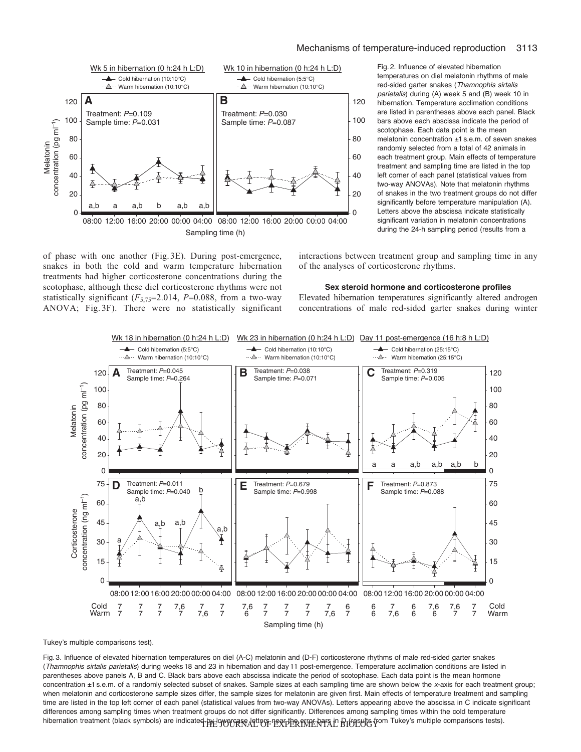Fig. 2. Influence of elevated hibernation temperatures on diel melatonin rhythms of male red-sided garter snakes (*Thamnophis sirtalis parietalis*) during (A) week 5 and (B) week 10 in hibernation. Temperature acclimation conditions are listed in parentheses above each panel. Black bars above each abscissa indicate the period of scotophase. Each data point is the mean melatonin concentration ±1 s.e.m. of seven snakes randomly selected from a total of 42 animals in each treatment group. Main effects of temperature treatment and sampling time are listed in the top left corner of each panel (statistical values from two-way ANOVAs). Note that melatonin rhythms of snakes in the two treatment groups do not differ significantly before temperature manipulation (A). Letters above the abscissa indicate statistically significant variation in melatonin concentrations during the 24-h sampling period (results from a Tukey's multiple comparisons test).

of phase with one another (Fig. 3E). During post-emergence, snakes in both the cold and warm temperature hibernation treatments had higher corticosterone concentrations during the scotophase, although these diel corticosterone rhythms were not statistically significant ($F_{5,75}$=2.014, $P$=0.088, from a two-way ANOVA; Fig. 3F). There were no statistically significant interactions between treatment group and sampling time in any of the analyses of corticosterone rhythms.

### Sex steroid hormone and corticosterone profiles

Elevated hibernation temperatures significantly altered androgen concentrations of male red-sided garter snakes during winter

Fig. 3. Influence of elevated hibernation temperatures on diel (A-C) melatonin and (D-F) corticosterone rhythms of male red-sided garter snakes (*Thamnophis sirtalis parietalis*) during weeks 18 and 23 in hibernation and day 11 post-emergence. Temperature acclimation conditions are listed in parentheses above panels A, B and C. Black bars above each abscissa indicate the period of scotophase. Each data point is the mean hormone concentration ±1 s.e.m. of a randomly selected subset of snakes. Sample sizes at each sampling time are shown below the *x*-axis for each treatment group; when melatonin and corticosterone sample sizes differ, the sample sizes for melatonin are given first. Main effects of temperature treatment and sampling time are listed in the top left corner of each panel (statistical values from two-way ANOVAs). Letters appearing above the abscissa in C indicate significant differences among sampling times when treatment groups do not differ significantly. Differences among sampling times within the cold temperature hibernation treatment (black symbols) are indicated by lowercase letters near the error bars in D (results from Tukey's multiple comparisons tests).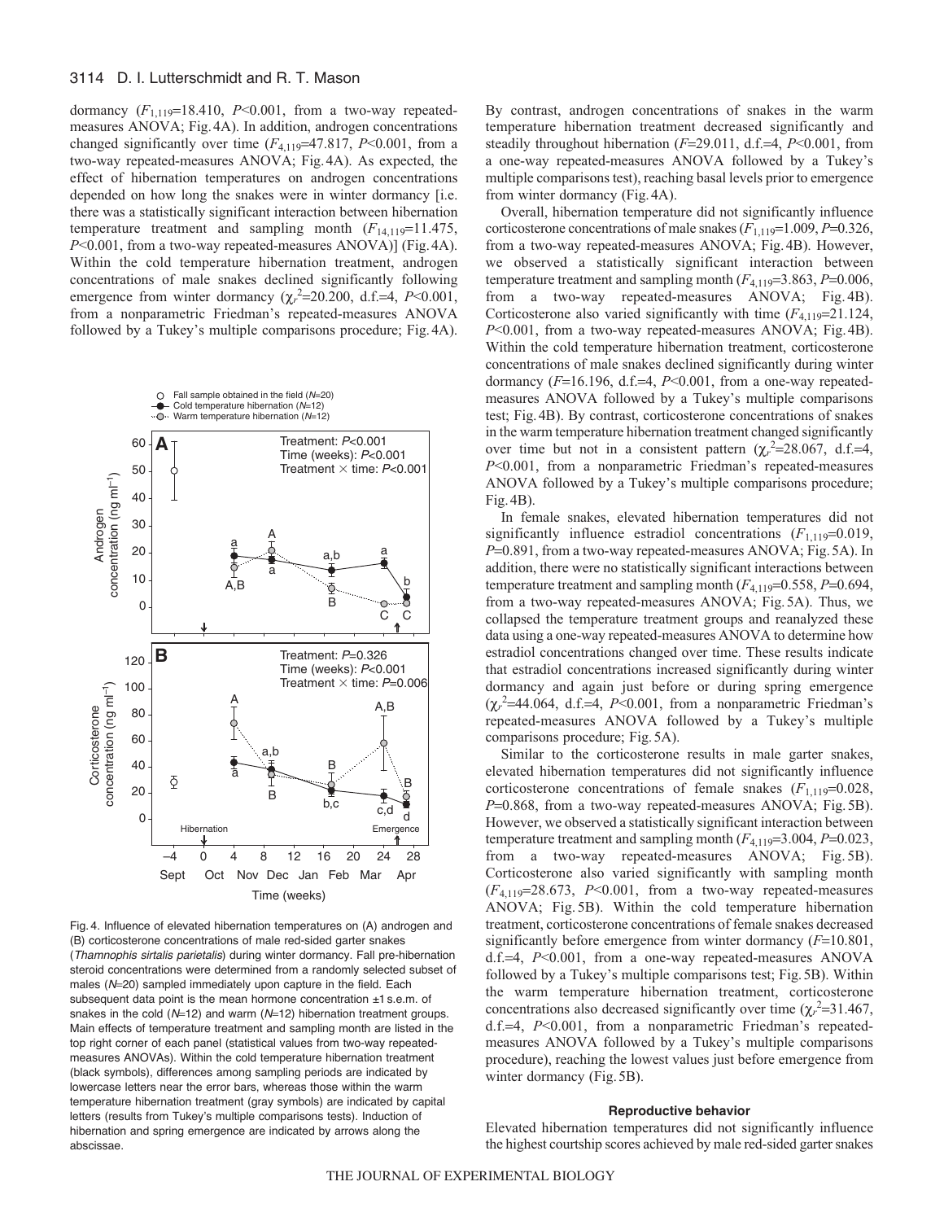dormancy ($F_{1,119}$=18.410, $P$<0.001, from a two-way repeated-measures ANOVA; Fig. 4A). In addition, androgen concentrations changed significantly over time ($F_{4,119}$=47.817, $P$<0.001, from a two-way repeated-measures ANOVA; Fig. 4A). As expected, the effect of hibernation temperatures on androgen concentrations depended on how long the snakes were in winter dormancy [i.e. there was a statistically significant interaction between hibernation temperature treatment and sampling month ($F_{14,119}$=11.475, $P$<0.001, from a two-way repeated-measures ANOVA)] (Fig. 4A). Within the cold temperature hibernation treatment, androgen concentrations of male snakes declined significantly following emergence from winter dormancy ($\chi_r^2$=20.200, d.f.=4, $P$<0.001, from a nonparametric Friedman's repeated-measures ANOVA followed by a Tukey's multiple comparisons procedure; Fig. 4A).

Fig. 4. Influence of elevated hibernation temperatures on (A) androgen and (B) corticosterone concentrations of male red-sided garter snakes (*Thamnophis sirtalis parietalis*) during winter dormancy. Fall pre-hibernation steroid concentrations were determined from a randomly selected subset of males ($N$=20) sampled immediately upon capture in the field. Each subsequent data point is the mean hormone concentration ±1 s.e.m. of snakes in the cold ($N$=12) and warm ($N$=12) hibernation treatment groups. Main effects of temperature treatment and sampling month are listed in the top right corner of each panel (statistical values from two-way repeated-measures ANOVAs). Within the cold temperature hibernation treatment (black symbols), differences among sampling periods are indicated by lowercase letters near the error bars, whereas those within the warm temperature hibernation treatment (gray symbols) are indicated by capital letters (results from Tukey's multiple comparisons tests). Induction of hibernation and spring emergence are indicated by arrows along the abscissae.

By contrast, androgen concentrations of snakes in the warm temperature hibernation treatment decreased significantly and steadily throughout hibernation ($F$=29.011, d.f.=4, $P$<0.001, from a one-way repeated-measures ANOVA followed by a Tukey's multiple comparisons test), reaching basal levels prior to emergence from winter dormancy (Fig. 4A).

Overall, hibernation temperature did not significantly influence corticosterone concentrations of male snakes ($F_{1,119}$=1.009, $P$=0.326, from a two-way repeated-measures ANOVA; Fig. 4B). However, we observed a statistically significant interaction between temperature treatment and sampling month ($F_{4,119}$=3.863, $P$=0.006, from a two-way repeated-measures ANOVA; Fig. 4B). Corticosterone also varied significantly with time ($F_{4,119}$=21.124, $P$<0.001, from a two-way repeated-measures ANOVA; Fig. 4B). Within the cold temperature hibernation treatment, corticosterone concentrations of male snakes declined significantly during winter dormancy ($F$=16.196, d.f.=4, $P$<0.001, from a one-way repeated-measures ANOVA followed by a Tukey's multiple comparisons test; Fig. 4B). By contrast, corticosterone concentrations of snakes in the warm temperature hibernation treatment changed significantly over time but not in a consistent pattern ($\chi_r^2$=28.067, d.f.=4, $P$<0.001, from a nonparametric Friedman's repeated-measures ANOVA followed by a Tukey's multiple comparisons procedure; Fig. 4B).

In female snakes, elevated hibernation temperatures did not significantly influence estradiol concentrations ($F_{1,119}$=0.019, $P$=0.891, from a two-way repeated-measures ANOVA; Fig. 5A). In addition, there were no statistically significant interactions between temperature treatment and sampling month ($F_{4,119}$=0.558, $P$=0.694, from a two-way repeated-measures ANOVA; Fig. 5A). Thus, we collapsed the temperature treatment groups and reanalyzed these data using a one-way repeated-measures ANOVA to determine how estradiol concentrations changed over time. These results indicate that estradiol concentrations increased significantly during winter dormancy and again just before or during spring emergence ($\chi_r^2$=44.064, d.f.=4, $P$<0.001, from a nonparametric Friedman's repeated-measures ANOVA followed by a Tukey's multiple comparisons procedure; Fig. 5A).

Similar to the corticosterone results in male garter snakes, elevated hibernation temperatures did not significantly influence corticosterone concentrations of female snakes ($F_{1,119}$=0.028, $P$=0.868, from a two-way repeated-measures ANOVA; Fig. 5B). However, we observed a statistically significant interaction between temperature treatment and sampling month ($F_{4,119}$=3.004, $P$=0.023, from a two-way repeated-measures ANOVA; Fig. 5B). Corticosterone also varied significantly with sampling month ($F_{4,119}$=28.673, $P$<0.001, from a two-way repeated-measures ANOVA; Fig. 5B). Within the cold temperature hibernation treatment, corticosterone concentrations of female snakes decreased significantly before emergence from winter dormancy ($F$=10.801, d.f.=4, $P$<0.001, from a one-way repeated-measures ANOVA followed by a Tukey's multiple comparisons test; Fig. 5B). Within the warm temperature hibernation treatment, corticosterone concentrations also decreased significantly over time ($\chi_r^2$=31.467, d.f.=4, $P$<0.001, from a nonparametric Friedman's repeated-measures ANOVA followed by a Tukey's multiple comparisons procedure), reaching the lowest values just before emergence from winter dormancy (Fig. 5B).

#### Reproductive behavior

Elevated hibernation temperatures did not significantly influence the highest courtship scores achieved by male red-sided garter snakes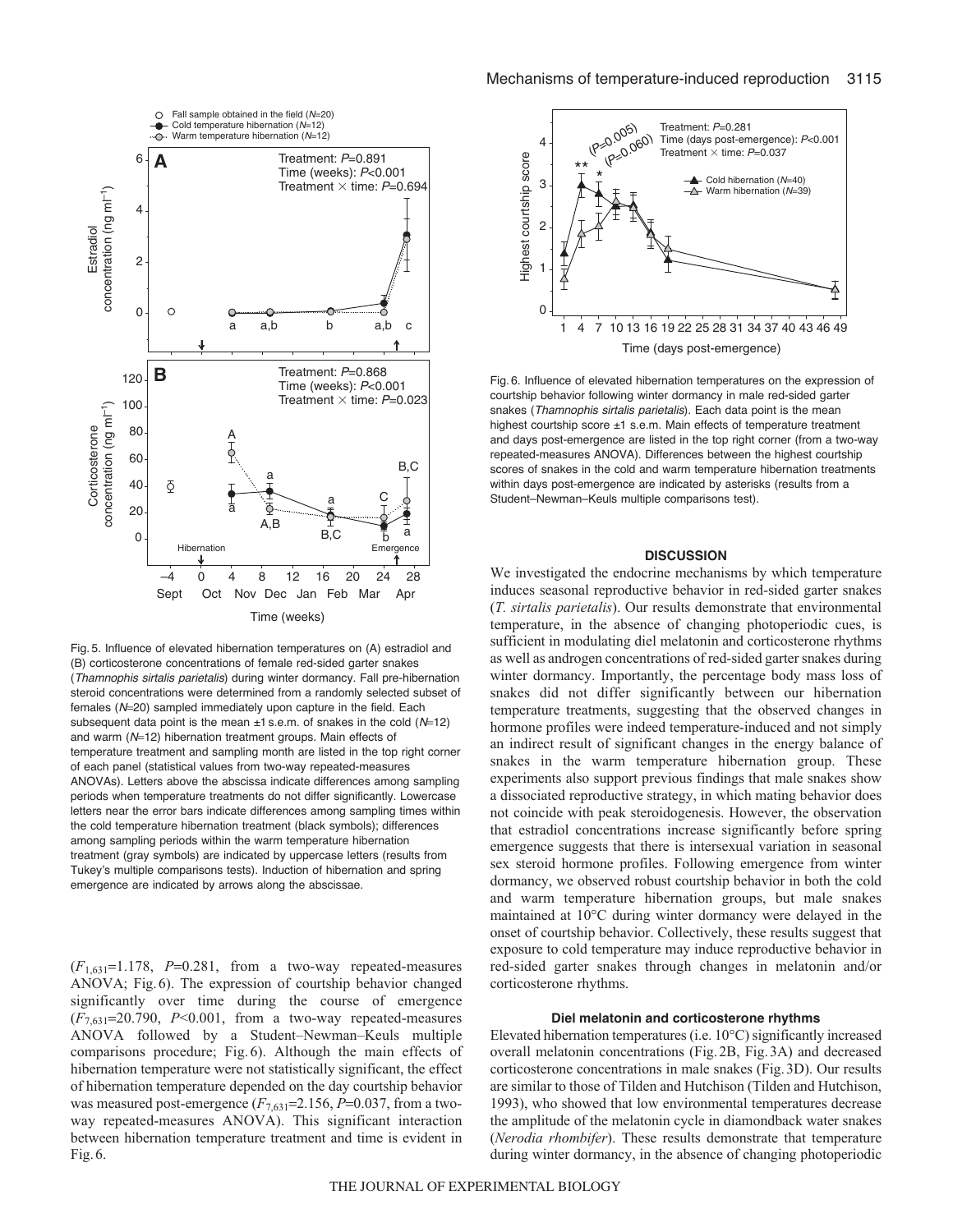Fig. 5. Influence of elevated hibernation temperatures on (A) estradiol and (B) corticosterone concentrations of female red-sided garter snakes (*Thamnophis sirtalis parietalis*) during winter dormancy. Fall pre-hibernation steroid concentrations were determined from a randomly selected subset of females ($N$=20) sampled immediately upon capture in the field. Each subsequent data point is the mean ±1 s.e.m. of snakes in the cold ($N$=12) and warm ($N$=12) hibernation treatment groups. Main effects of temperature treatment and sampling month are listed in the top right corner of each panel (statistical values from two-way repeated-measures ANOVAs). Letters above the abscissa indicate differences among sampling periods when temperature treatments do not differ significantly. Lowercase letters near the error bars indicate differences among sampling times within the cold temperature hibernation treatment (black symbols); differences among sampling periods within the warm temperature hibernation treatment (gray symbols) are indicated by uppercase letters (results from Tukey's multiple comparisons tests). Induction of hibernation and spring emergence are indicated by arrows along the abscissae.

($F_{1,631}$=1.178, $P$=0.281, from a two-way repeated-measures ANOVA; Fig. 6). The expression of courtship behavior changed significantly over time during the course of emergence ($F_{7,631}$=20.790, $P$<0.001, from a two-way repeated-measures ANOVA followed by a Student–Newman–Keuls multiple comparisons procedure; Fig. 6). Although the main effects of hibernation temperature were not statistically significant, the effect of hibernation temperature depended on the day courtship behavior was measured post-emergence ($F_{7,631}$=2.156, $P$=0.037, from a two-way repeated-measures ANOVA). This significant interaction between hibernation temperature treatment and time is evident in Fig. 6.

Fig. 6. Influence of elevated hibernation temperatures on the expression of courtship behavior following winter dormancy in male red-sided garter snakes (*Thamnophis sirtalis parietalis*). Each data point is the mean highest courtship score ±1 s.e.m. Main effects of temperature treatment and days post-emergence are listed in the top right corner (from a two-way repeated-measures ANOVA). Differences between the highest courtship scores of snakes in the cold and warm temperature hibernation treatments within days post-emergence are indicated by asterisks (results from a Student–Newman–Keuls multiple comparisons test).

## DISCUSSION

We investigated the endocrine mechanisms by which temperature induces seasonal reproductive behavior in red-sided garter snakes (*T. sirtalis parietalis*). Our results demonstrate that environmental temperature, in the absence of changing photoperiodic cues, is sufficient in modulating diel melatonin and corticosterone rhythms as well as androgen concentrations of red-sided garter snakes during winter dormancy. Importantly, the percentage body mass loss of snakes did not differ significantly between our hibernation temperature treatments, suggesting that the observed changes in hormone profiles were indeed temperature-induced and not simply an indirect result of significant changes in the energy balance of snakes in the warm temperature hibernation group. These experiments also support previous findings that male snakes show a dissociated reproductive strategy, in which mating behavior does not coincide with peak steroidogenesis. However, the observation that estradiol concentrations increase significantly before spring emergence suggests that there is intersexual variation in seasonal sex steroid hormone profiles. Following emergence from winter dormancy, we observed robust courtship behavior in both the cold and warm temperature hibernation groups, but male snakes maintained at 10°C during winter dormancy were delayed in the onset of courtship behavior. Collectively, these results suggest that exposure to cold temperature may induce reproductive behavior in red-sided garter snakes through changes in melatonin and/or corticosterone rhythms.

### Diel melatonin and corticosterone rhythms

Elevated hibernation temperatures (i.e. 10°C) significantly increased overall melatonin concentrations (Fig. 2B, Fig. 3A) and decreased corticosterone concentrations in male snakes (Fig. 3D). Our results are similar to those of Tilden and Hutchison (Tilden and Hutchison, 1993), who showed that low environmental temperatures decrease the amplitude of the melatonin cycle in diamondback water snakes (*Nerodia rhombifer*). These results demonstrate that temperature during winter dormancy, in the absence of changing photoperiodic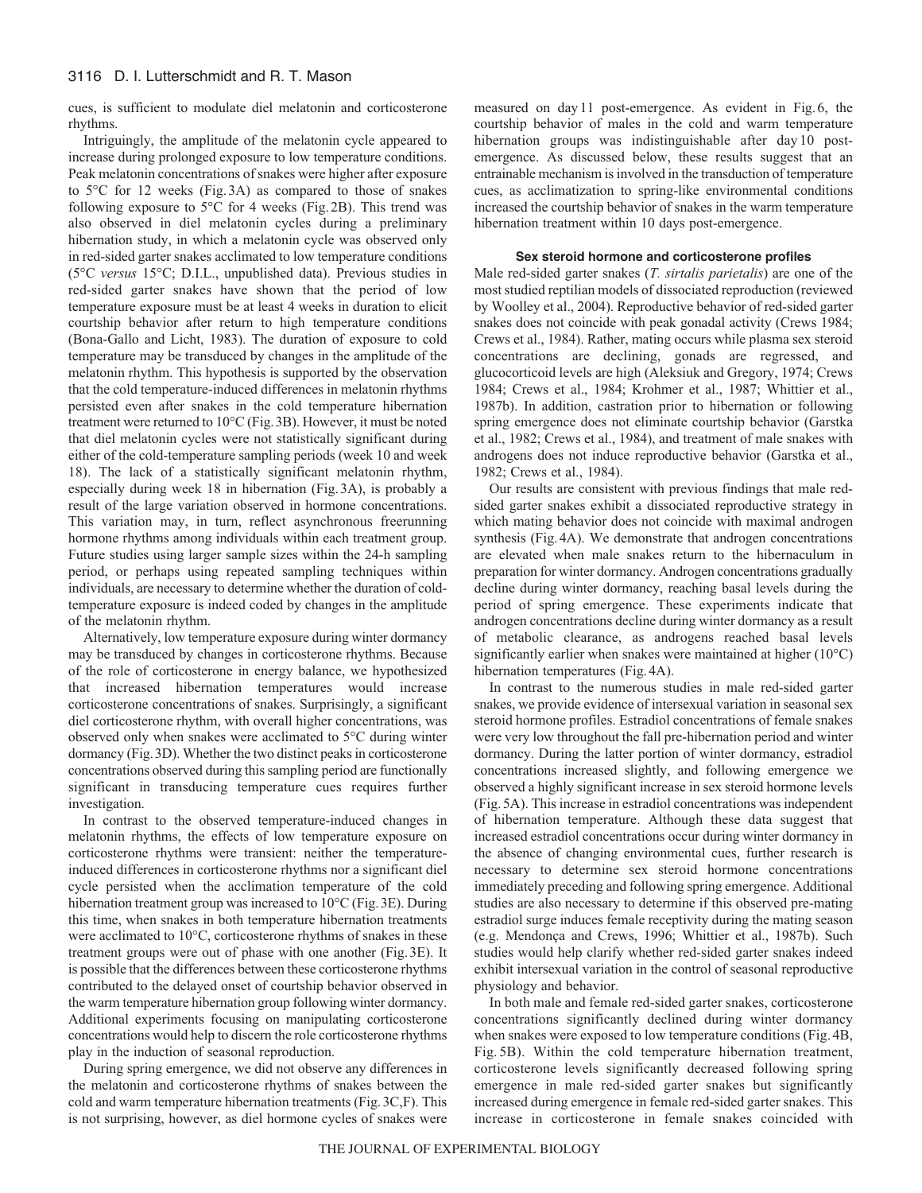cues, is sufficient to modulate diel melatonin and corticosterone rhythms.

Intriguingly, the amplitude of the melatonin cycle appeared to increase during prolonged exposure to low temperature conditions. Peak melatonin concentrations of snakes were higher after exposure to 5°C for 12 weeks (Fig. 3A) as compared to those of snakes following exposure to 5°C for 4 weeks (Fig. 2B). This trend was also observed in diel melatonin cycles during a preliminary hibernation study, in which a melatonin cycle was observed only in red-sided garter snakes acclimated to low temperature conditions (5°C *versus* 15°C; D.I.L., unpublished data). Previous studies in red-sided garter snakes have shown that the period of low temperature exposure must be at least 4 weeks in duration to elicit courtship behavior after return to high temperature conditions (Bona-Gallo and Licht, 1983). The duration of exposure to cold temperature may be transduced by changes in the amplitude of the melatonin rhythm. This hypothesis is supported by the observation that the cold temperature-induced differences in melatonin rhythms persisted even after snakes in the cold temperature hibernation treatment were returned to 10°C (Fig. 3B). However, it must be noted that diel melatonin cycles were not statistically significant during either of the cold-temperature sampling periods (week 10 and week 18). The lack of a statistically significant melatonin rhythm, especially during week 18 in hibernation (Fig. 3A), is probably a result of the large variation observed in hormone concentrations. This variation may, in turn, reflect asynchronous freerunning hormone rhythms among individuals within each treatment group. Future studies using larger sample sizes within the 24-h sampling period, or perhaps using repeated sampling techniques within individuals, are necessary to determine whether the duration of cold-temperature exposure is indeed coded by changes in the amplitude of the melatonin rhythm.

Alternatively, low temperature exposure during winter dormancy may be transduced by changes in corticosterone rhythms. Because of the role of corticosterone in energy balance, we hypothesized that increased hibernation temperatures would increase corticosterone concentrations of snakes. Surprisingly, a significant diel corticosterone rhythm, with overall higher concentrations, was observed only when snakes were acclimated to 5°C during winter dormancy (Fig. 3D). Whether the two distinct peaks in corticosterone concentrations observed during this sampling period are functionally significant in transducing temperature cues requires further investigation.

In contrast to the observed temperature-induced changes in melatonin rhythms, the effects of low temperature exposure on corticosterone rhythms were transient: neither the temperature-induced differences in corticosterone rhythms nor a significant diel cycle persisted when the acclimation temperature of the cold hibernation treatment group was increased to 10°C (Fig. 3E). During this time, when snakes in both temperature hibernation treatments were acclimated to 10°C, corticosterone rhythms of snakes in these treatment groups were out of phase with one another (Fig. 3E). It is possible that the differences between these corticosterone rhythms contributed to the delayed onset of courtship behavior observed in the warm temperature hibernation group following winter dormancy. Additional experiments focusing on manipulating corticosterone concentrations would help to discern the role corticosterone rhythms play in the induction of seasonal reproduction.

During spring emergence, we did not observe any differences in the melatonin and corticosterone rhythms of snakes between the cold and warm temperature hibernation treatments (Fig. 3C,F). This is not surprising, however, as diel hormone cycles of snakes were measured on day 11 post-emergence. As evident in Fig. 6, the courtship behavior of males in the cold and warm temperature hibernation groups was indistinguishable after day 10 post-emergence. As discussed below, these results suggest that an entrainable mechanism is involved in the transduction of temperature cues, as acclimatization to spring-like environmental conditions increased the courtship behavior of snakes in the warm temperature hibernation treatment within 10 days post-emergence.

### Sex steroid hormone and corticosterone profiles

Male red-sided garter snakes (*T. sirtalis parietalis*) are one of the most studied reptilian models of dissociated reproduction (reviewed by Woolley et al., 2004). Reproductive behavior of red-sided garter snakes does not coincide with peak gonadal activity (Crews 1984; Crews et al., 1984). Rather, mating occurs while plasma sex steroid concentrations are declining, gonads are regressed, and glucocorticoid levels are high (Aleksiuk and Gregory, 1974; Crews 1984; Crews et al., 1984; Krohmer et al., 1987; Whittier et al., 1987b). In addition, castration prior to hibernation or following spring emergence does not eliminate courtship behavior (Garstka et al., 1982; Crews et al., 1984), and treatment of male snakes with androgens does not induce reproductive behavior (Garstka et al., 1982; Crews et al., 1984).

Our results are consistent with previous findings that male red-sided garter snakes exhibit a dissociated reproductive strategy in which mating behavior does not coincide with maximal androgen synthesis (Fig. 4A). We demonstrate that androgen concentrations are elevated when male snakes return to the hibernaculum in preparation for winter dormancy. Androgen concentrations gradually decline during winter dormancy, reaching basal levels during the period of spring emergence. These experiments indicate that androgen concentrations decline during winter dormancy as a result of metabolic clearance, as androgens reached basal levels significantly earlier when snakes were maintained at higher (10°C) hibernation temperatures (Fig. 4A).

In contrast to the numerous studies in male red-sided garter snakes, we provide evidence of intersexual variation in seasonal sex steroid hormone profiles. Estradiol concentrations of female snakes were very low throughout the fall pre-hibernation period and winter dormancy. During the latter portion of winter dormancy, estradiol concentrations increased slightly, and following emergence we observed a highly significant increase in sex steroid hormone levels (Fig. 5A). This increase in estradiol concentrations was independent of hibernation temperature. Although these data suggest that increased estradiol concentrations occur during winter dormancy in the absence of changing environmental cues, further research is necessary to determine sex steroid hormone concentrations immediately preceding and following spring emergence. Additional studies are also necessary to determine if this observed pre-mating estradiol surge induces female receptivity during the mating season (e.g. Mendonça and Crews, 1996; Whittier et al., 1987b). Such studies would help clarify whether red-sided garter snakes indeed exhibit intersexual variation in the control of seasonal reproductive physiology and behavior.

In both male and female red-sided garter snakes, corticosterone concentrations significantly declined during winter dormancy when snakes were exposed to low temperature conditions (Fig. 4B, Fig. 5B). Within the cold temperature hibernation treatment, corticosterone levels significantly decreased following spring emergence in male red-sided garter snakes but significantly increased during emergence in female red-sided garter snakes. This increase in corticosterone in female snakes coincided with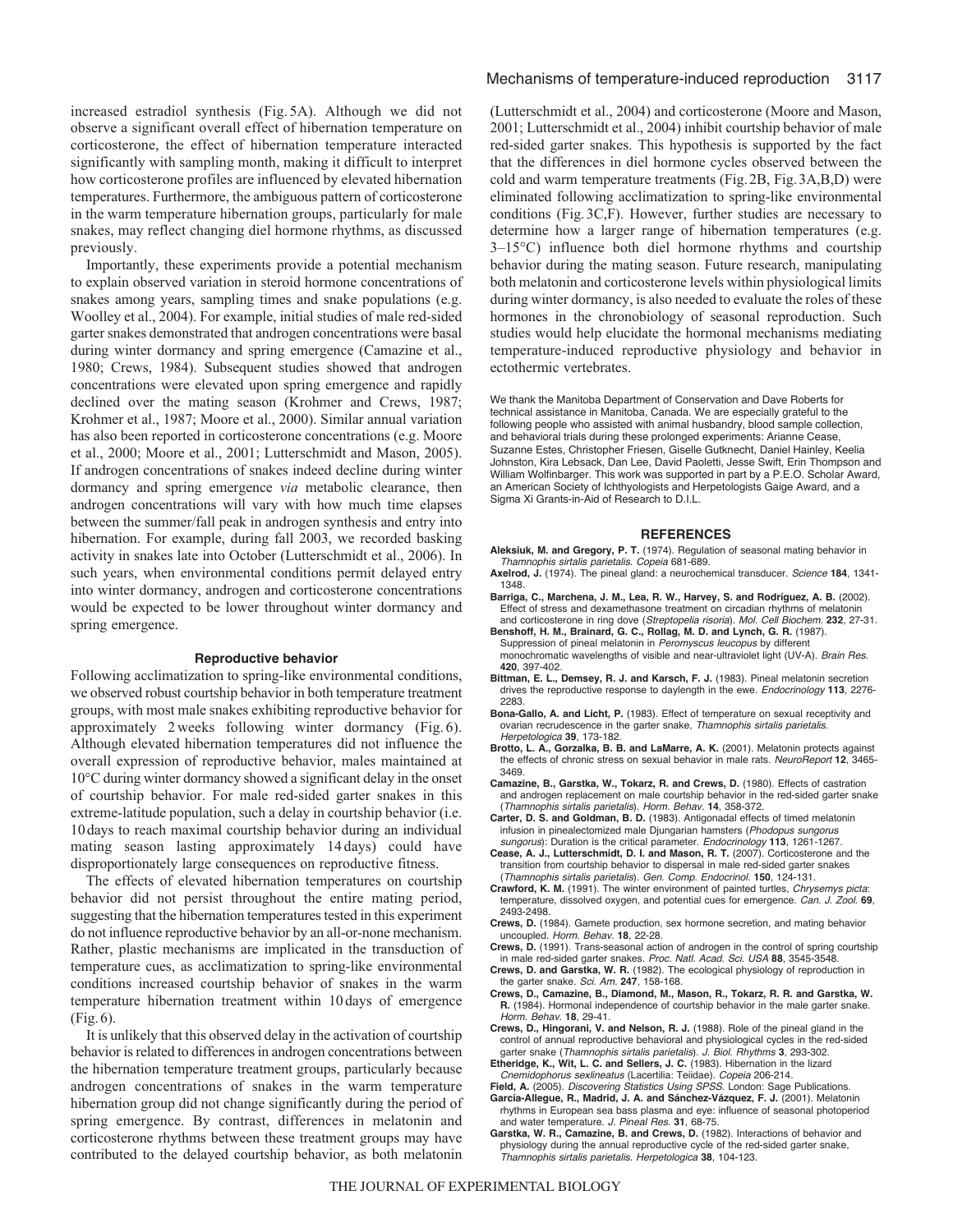increased estradiol synthesis (Fig. 5A). Although we did not observe a significant overall effect of hibernation temperature on corticosterone, the effect of hibernation temperature interacted significantly with sampling month, making it difficult to interpret how corticosterone profiles are influenced by elevated hibernation temperatures. Furthermore, the ambiguous pattern of corticosterone in the warm temperature hibernation groups, particularly for male snakes, may reflect changing diel hormone rhythms, as discussed previously.

Importantly, these experiments provide a potential mechanism to explain observed variation in steroid hormone concentrations of snakes among years, sampling times and snake populations (e.g. Woolley et al., 2004). For example, initial studies of male red-sided garter snakes demonstrated that androgen concentrations were basal during winter dormancy and spring emergence (Camazine et al., 1980; Crews, 1984). Subsequent studies showed that androgen concentrations were elevated upon spring emergence and rapidly declined over the mating season (Krohmer and Crews, 1987; Krohmer et al., 1987; Moore et al., 2000). Similar annual variation has also been reported in corticosterone concentrations (e.g. Moore et al., 2000; Moore et al., 2001; Lutterschmidt and Mason, 2005). If androgen concentrations of snakes indeed decline during winter dormancy and spring emergence *via* metabolic clearance, then androgen concentrations will vary with how much time elapses between the summer/fall peak in androgen synthesis and entry into hibernation. For example, during fall 2003, we recorded basking activity in snakes late into October (Lutterschmidt et al., 2006). In such years, when environmental conditions permit delayed entry into winter dormancy, androgen and corticosterone concentrations would be expected to be lower throughout winter dormancy and spring emergence.

### Reproductive behavior

Following acclimatization to spring-like environmental conditions, we observed robust courtship behavior in both temperature treatment groups, with most male snakes exhibiting reproductive behavior for approximately 2 weeks following winter dormancy (Fig. 6). Although elevated hibernation temperatures did not influence the overall expression of reproductive behavior, males maintained at 10°C during winter dormancy showed a significant delay in the onset of courtship behavior. For male red-sided garter snakes in this extreme-latitude population, such a delay in courtship behavior (i.e. 10 days to reach maximal courtship behavior during an individual mating season lasting approximately 14 days) could have disproportionately large consequences on reproductive fitness.

The effects of elevated hibernation temperatures on courtship behavior did not persist throughout the entire mating period, suggesting that the hibernation temperatures tested in this experiment do not influence reproductive behavior by an all-or-none mechanism. Rather, plastic mechanisms are implicated in the transduction of temperature cues, as acclimatization to spring-like environmental conditions increased courtship behavior of snakes in the warm temperature hibernation treatment within 10 days of emergence (Fig. 6).

It is unlikely that this observed delay in the activation of courtship behavior is related to differences in androgen concentrations between the hibernation temperature treatment groups, particularly because androgen concentrations of snakes in the warm temperature hibernation group did not change significantly during the period of spring emergence. By contrast, differences in melatonin and corticosterone rhythms between these treatment groups may have contributed to the delayed courtship behavior, as both melatonin (Lutterschmidt et al., 2004) and corticosterone (Moore and Mason, 2001; Lutterschmidt et al., 2004) inhibit courtship behavior of male red-sided garter snakes. This hypothesis is supported by the fact that the differences in diel hormone cycles observed between the cold and warm temperature treatments (Fig. 2B, Fig. 3A,B,D) were eliminated following acclimatization to spring-like environmental conditions (Fig. 3C,F). However, further studies are necessary to determine how a larger range of hibernation temperatures (e.g. 3–15°C) influence both diel hormone rhythms and courtship behavior during the mating season. Future research, manipulating both melatonin and corticosterone levels within physiological limits during winter dormancy, is also needed to evaluate the roles of these hormones in the chronobiology of seasonal reproduction. Such studies would help elucidate the hormonal mechanisms mediating temperature-induced reproductive physiology and behavior in ectothermic vertebrates.

We thank the Manitoba Department of Conservation and Dave Roberts for technical assistance in Manitoba, Canada. We are especially grateful to the following people who assisted with animal husbandry, blood sample collection, and behavioral trials during these prolonged experiments: Arianne Cease, Suzanne Estes, Christopher Friesen, Giselle Gutknecht, Daniel Hainley, Keelia Johnston, Kira Lebsack, Dan Lee, David Paoletti, Jesse Swift, Erin Thompson and William Wolfinbarger. This work was supported in part by a P.E.O. Scholar Award, an American Society of Ichthyologists and Herpetologists Gaige Award, and a Sigma Xi Grants-in-Aid of Research to D.I.L.

## REFERENCES

**Aleksiuk, M. and Gregory, P. T.** (1974). Regulation of seasonal mating behavior in *Thamnophis sirtalis parietalis*. *Copeia* 681-689.

**Axelrod, J.** (1974). The pineal gland: a neurochemical transducer. *Science* **184**, 1341-1348.

**Barriga, C., Marchena, J. M., Lea, R. W., Harvey, S. and Rodríguez, A. B.** (2002). Effect of stress and dexamethasone treatment on circadian rhythms of melatonin and corticosterone in ring dove (*Streptopelia risoria*). *Mol. Cell Biochem.* **232**, 27-31.

**Benshoff, H. M., Brainard, G. C., Rollag, M. D. and Lynch, G. R.** (1987). Suppression of pineal melatonin in *Peromyscus leucopus* by different monochromatic wavelengths of visible and near-ultraviolet light (UV-A). *Brain Res.* **420**, 397-402.

**Bittman, E. L., Demsey, R. J. and Karsch, F. J.** (1983). Pineal melatonin secretion drives the reproductive response to daylength in the ewe. *Endocrinology* **113**, 2276-2283.

**Bona-Gallo, A. and Licht, P.** (1983). Effect of temperature on sexual receptivity and ovarian recrudescence in the garter snake, *Thamnophis sirtalis parietalis*. *Herpetologica* **39**, 173-182.

**Brotto, L. A., Gorzalka, B. B. and LaMarre, A. K.** (2001). Melatonin protects against the effects of chronic stress on sexual behavior in male rats. *NeuroReport* **12**, 3465-3469.

**Camazine, B., Garstka, W., Tokarz, R. and Crews, D.** (1980). Effects of castration and androgen replacement on male courtship behavior in the red-sided garter snake (*Thamnophis sirtalis parietalis*). *Horm. Behav.* **14**, 358-372.

**Carter, D. S. and Goldman, B. D.** (1983). Antigonadal effects of timed melatonin infusion in pinealectomized male Djungarian hamsters (*Phodopus sungorus sungorus*): Duration is the critical parameter. *Endocrinology* **113**, 1261-1267.

**Cease, A. J., Lutterschmidt, D. I. and Mason, R. T.** (2007). Corticosterone and the transition from courtship behavior to dispersal in male red-sided garter snakes (*Thamnophis sirtalis parietalis*). *Gen. Comp. Endocrinol.* **150**, 124-131.

**Crawford, K. M.** (1991). The winter environment of painted turtles, *Chrysemys picta*: temperature, dissolved oxygen, and potential cues for emergence. *Can. J. Zool.* **69**, 2493-2498.

**Crews, D.** (1984). Gamete production, sex hormone secretion, and mating behavior uncoupled. *Horm. Behav.* **18**, 22-28.

**Crews, D.** (1991). Trans-seasonal action of androgen in the control of spring courtship in male red-sided garter snakes. *Proc. Natl. Acad. Sci. USA* **88**, 3545-3548.

**Crews, D. and Garstka, W. R.** (1982). The ecological physiology of reproduction in the garter snake. *Sci. Am.* **247**, 158-168.

**Crews, D., Camazine, B., Diamond, M., Mason, R., Tokarz, R. R. and Garstka, W. R.** (1984). Hormonal independence of courtship behavior in the male garter snake. *Horm. Behav.* **18**, 29-41.

**Crews, D., Hingorani, V. and Nelson, R. J.** (1988). Role of the pineal gland in the control of annual reproductive behavioral and physiological cycles in the red-sided garter snake (*Thamnophis sirtalis parietalis*). *J. Biol. Rhythms* **3**, 293-302.

**Etheridge, K., Wit, L. C. and Sellers, J. C.** (1983). Hibernation in the lizard *Cnemidophorus sexlineatus* (Lacertilia: Teiidae). *Copeia* 206-214.

**Field, A.** (2005). *Discovering Statistics Using SPSS*. London: Sage Publications.

**García-Allegue, R., Madrid, J. A. and Sánchez-Vázquez, F. J.** (2001). Melatonin rhythms in European sea bass plasma and eye: influence of seasonal photoperiod and water temperature. *J. Pineal Res.* **31**, 68-75.

**Garstka, W. R., Camazine, B. and Crews, D.** (1982). Interactions of behavior and physiology during the annual reproductive cycle of the red-sided garter snake, *Thamnophis sirtalis parietalis*. *Herpetologica* **38**, 104-123.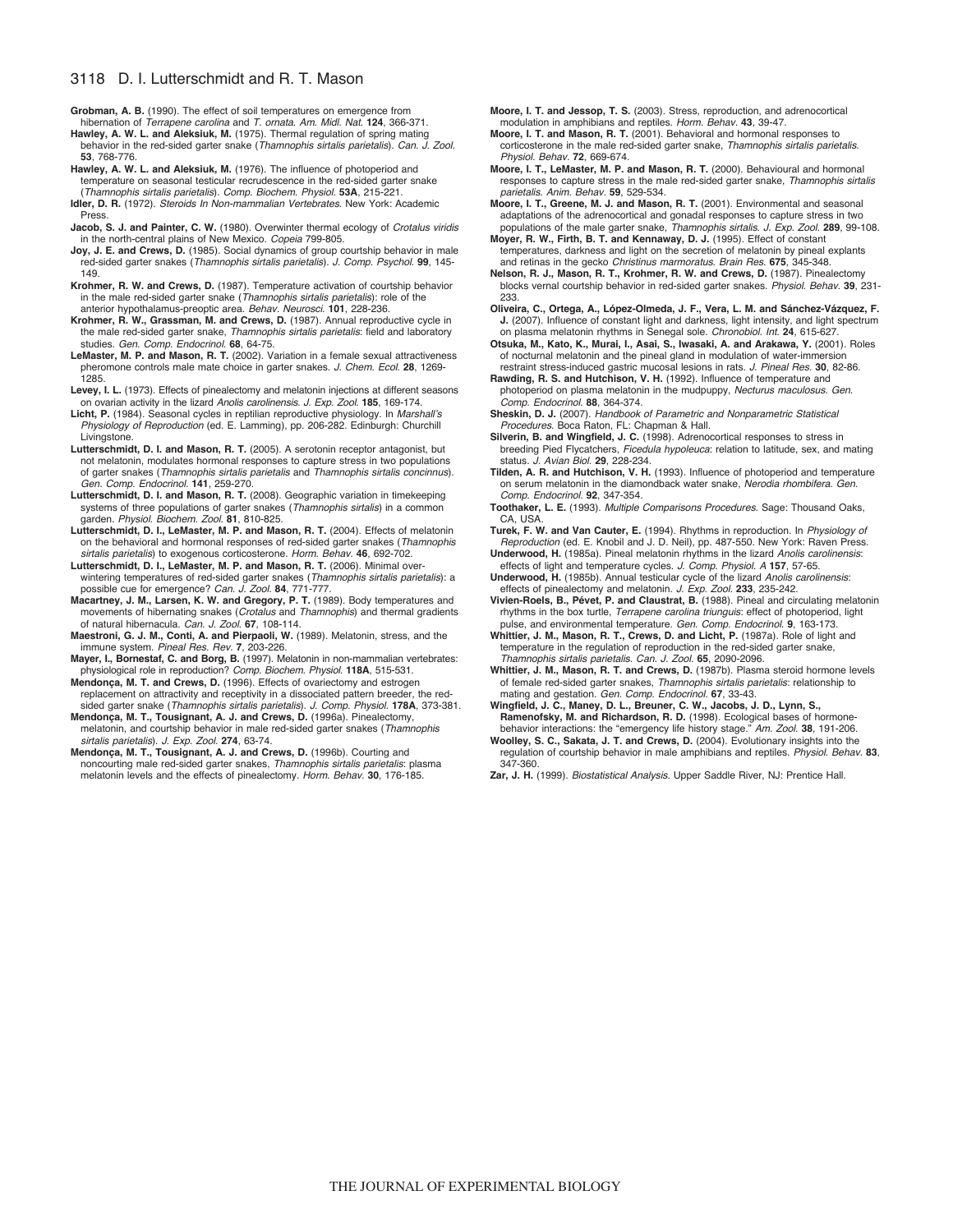**Grobman, A. B.** (1990). The effect of soil temperatures on emergence from hibernation of *Terrapene carolina* and *T. ornata*. *Am. Midl. Nat.* **124**, 366-371.

**Hawley, A. W. L. and Aleksiuk, M.** (1975). Thermal regulation of spring mating behavior in the red-sided garter snake (*Thamnophis sirtalis parietalis*). *Can. J. Zool.* **53**, 768-776.

**Hawley, A. W. L. and Aleksiuk, M.** (1976). The influence of photoperiod and temperature on seasonal testicular recrudescence in the red-sided garter snake (*Thamnophis sirtalis parietalis*). *Comp. Biochem. Physiol.* **53A**, 215-221.

**Idler, D. R.** (1972). *Steroids In Non-mammalian Vertebrates*. New York: Academic Press.

**Jacob, S. J. and Painter, C. W.** (1980). Overwinter thermal ecology of *Crotalus viridis* in the north-central plains of New Mexico. *Copeia* 799-805.

**Joy, J. E. and Crews, D.** (1985). Social dynamics of group courtship behavior in male red-sided garter snakes (*Thamnophis sirtalis parietalis*). *J. Comp. Psychol.* **99**, 145-149.

**Krohmer, R. W. and Crews, D.** (1987). Temperature activation of courtship behavior in the male red-sided garter snake (*Thamnophis sirtalis parietalis*): role of the anterior hypothalamus-preoptic area. *Behav. Neurosci.* **101**, 228-236.

**Krohmer, R. W., Grassman, M. and Crews, D.** (1987). Annual reproductive cycle in the male red-sided garter snake, *Thamnophis sirtalis parietalis*: field and laboratory studies. *Gen. Comp. Endocrinol.* **68**, 64-75.

**LeMaster, M. P. and Mason, R. T.** (2002). Variation in a female sexual attractiveness pheromone controls male mate choice in garter snakes. *J. Chem. Ecol.* **28**, 1269-1285.

**Levey, I. L.** (1973). Effects of pinealectomy and melatonin injections at different seasons on ovarian activity in the lizard *Anolis carolinensis*. *J. Exp. Zool.* **185**, 169-174.

**Licht, P.** (1984). Seasonal cycles in reptilian reproductive physiology. In *Marshall's Physiology of Reproduction* (ed. E. Lamming), pp. 206-282. Edinburgh: Churchill Livingstone.

**Lutterschmidt, D. I. and Mason, R. T.** (2005). A serotonin receptor antagonist, but not melatonin, modulates hormonal responses to capture stress in two populations of garter snakes (*Thamnophis sirtalis parietalis* and *Thamnophis sirtalis concinnus*). *Gen. Comp. Endocrinol.* **141**, 259-270.

**Lutterschmidt, D. I. and Mason, R. T.** (2008). Geographic variation in timekeeping systems of three populations of garter snakes (*Thamnophis sirtalis*) in a common garden. *Physiol. Biochem. Zool.* **81**, 810-825.

**Lutterschmidt, D. I., LeMaster, M. P. and Mason, R. T.** (2004). Effects of melatonin on the behavioral and hormonal responses of red-sided garter snakes (*Thamnophis sirtalis parietalis*) to exogenous corticosterone. *Horm. Behav.* **46**, 692-702.

**Lutterschmidt, D. I., LeMaster, M. P. and Mason, R. T.** (2006). Minimal over-wintering temperatures of red-sided garter snakes (*Thamnophis sirtalis parietalis*): a possible cue for emergence? *Can. J. Zool.* **84**, 771-777.

**Macartney, J. M., Larsen, K. W. and Gregory, P. T.** (1989). Body temperatures and movements of hibernating snakes (*Crotalus* and *Thamnophis*) and thermal gradients of natural hibernacula. *Can. J. Zool.* **67**, 108-114.

**Maestroni, G. J. M., Conti, A. and Pierpaoli, W.** (1989). Melatonin, stress, and the immune system. *Pineal Res. Rev.* **7**, 203-226.

**Mayer, I., Bornestaf, C. and Borg, B.** (1997). Melatonin in non-mammalian vertebrates: physiological role in reproduction? *Comp. Biochem. Physiol.* **118A**, 515-531.

**Mendonça, M. T. and Crews, D.** (1996). Effects of ovariectomy and estrogen replacement on attractivity and receptivity in a dissociated pattern breeder, the red-sided garter snake (*Thamnophis sirtalis parietalis*). *J. Comp. Physiol.* **178A**, 373-381.

**Mendonça, M. T., Tousignant, A. J. and Crews, D.** (1996a). Pinealectomy, melatonin, and courtship behavior in male red-sided garter snakes (*Thamnophis sirtalis parietalis*). *J. Exp. Zool.* **274**, 63-74.

**Mendonça, M. T., Tousignant, A. J. and Crews, D.** (1996b). Courting and noncourting male red-sided garter snakes, *Thamnophis sirtalis parietalis*: plasma melatonin levels and the effects of pinealectomy. *Horm. Behav.* **30**, 176-185.

**Moore, I. T. and Jessop, T. S.** (2003). Stress, reproduction, and adrenocortical modulation in amphibians and reptiles. *Horm. Behav.* **43**, 39-47.

**Moore, I. T. and Mason, R. T.** (2001). Behavioral and hormonal responses to corticosterone in the male red-sided garter snake, *Thamnophis sirtalis parietalis*. *Physiol. Behav.* **72**, 669-674.

**Moore, I. T., LeMaster, M. P. and Mason, R. T.** (2000). Behavioural and hormonal responses to capture stress in the male red-sided garter snake, *Thamnophis sirtalis parietalis*. *Anim. Behav.* **59**, 529-534.

**Moore, I. T., Greene, M. J. and Mason, R. T.** (2001). Environmental and seasonal adaptations of the adrenocortical and gonadal responses to capture stress in two populations of the male garter snake, *Thamnophis sirtalis*. *J. Exp. Zool.* **289**, 99-108.

**Moyer, R. W., Firth, B. T. and Kennaway, D. J.** (1995). Effect of constant temperatures, darkness and light on the secretion of melatonin by pineal explants and retinas in the gecko *Christinus marmoratus*. *Brain Res.* **675**, 345-348.

**Nelson, R. J., Mason, R. T., Krohmer, R. W. and Crews, D.** (1987). Pinealectomy blocks vernal courtship behavior in red-sided garter snakes. *Physiol. Behav.* **39**, 231-233.

**Oliveira, C., Ortega, A., López-Olmeda, J. F., Vera, L. M. and Sánchez-Vázquez, F. J.** (2007). Influence of constant light and darkness, light intensity, and light spectrum on plasma melatonin rhythms in Senegal sole. *Chronobiol. Int.* **24**, 615-627.

**Otsuka, M., Kato, K., Murai, I., Asai, S., Iwasaki, A. and Arakawa, Y.** (2001). Roles of nocturnal melatonin and the pineal gland in modulation of water-immersion restraint stress-induced gastric mucosal lesions in rats. *J. Pineal Res.* **30**, 82-86.

**Rawding, R. S. and Hutchison, V. H.** (1992). Influence of temperature and photoperiod on plasma melatonin in the mudpuppy, *Necturus maculosus*. *Gen. Comp. Endocrinol.* **88**, 364-374.

**Sheskin, D. J.** (2007). *Handbook of Parametric and Nonparametric Statistical Procedures*. Boca Raton, FL: Chapman & Hall.

**Silverin, B. and Wingfield, J. C.** (1998). Adrenocortical responses to stress in breeding Pied Flycatchers, *Ficedula hypoleuca*: relation to latitude, sex, and mating status. *J. Avian Biol.* **29**, 228-234.

**Tilden, A. R. and Hutchison, V. H.** (1993). Influence of photoperiod and temperature on serum melatonin in the diamondback water snake, *Nerodia rhombifera*. *Gen. Comp. Endocrinol.* **92**, 347-354.

**Toothaker, L. E.** (1993). *Multiple Comparisons Procedures*. Sage: Thousand Oaks, CA, USA.

**Turek, F. W. and Van Cauter, E.** (1994). Rhythms in reproduction. In *Physiology of Reproduction* (ed. E. Knobil and J. D. Neil), pp. 487-550. New York: Raven Press.

**Underwood, H.** (1985a). Pineal melatonin rhythms in the lizard *Anolis carolinensis*: effects of light and temperature cycles. *J. Comp. Physiol. A* **157**, 57-65.

**Underwood, H.** (1985b). Annual testicular cycle of the lizard *Anolis carolinensis*: effects of pinealectomy and melatonin. *J. Exp. Zool.* **233**, 235-242.

**Vivien-Roels, B., Pévet, P. and Claustrat, B.** (1988). Pineal and circulating melatonin rhythms in the box turtle, *Terrapene carolina triunguis*: effect of photoperiod, light pulse, and environmental temperature. *Gen. Comp. Endocrinol.* **9**, 163-173.

**Whittier, J. M., Mason, R. T., Crews, D. and Licht, P.** (1987a). Role of light and temperature in the regulation of reproduction in the red-sided garter snake, *Thamnophis sirtalis parietalis*. *Can. J. Zool.* **65**, 2090-2096.

**Whittier, J. M., Mason, R. T. and Crews, D.** (1987b). Plasma steroid hormone levels of female red-sided garter snakes, *Thamnophis sirtalis parietalis*: relationship to mating and gestation. *Gen. Comp. Endocrinol.* **67**, 33-43.

**Wingfield, J. C., Maney, D. L., Breuner, C. W., Jacobs, J. D., Lynn, S., Ramenofsky, M. and Richardson, R. D.** (1998). Ecological bases of hormone-behavior interactions: the "emergency life history stage." *Am. Zool.* **38**, 191-206.

**Woolley, S. C., Sakata, J. T. and Crews, D.** (2004). Evolutionary insights into the regulation of courtship behavior in male amphibians and reptiles. *Physiol. Behav.* **83**, 347-360.

**Zar, J. H.** (1999). *Biostatistical Analysis*. Upper Saddle River, NJ: Prentice Hall.